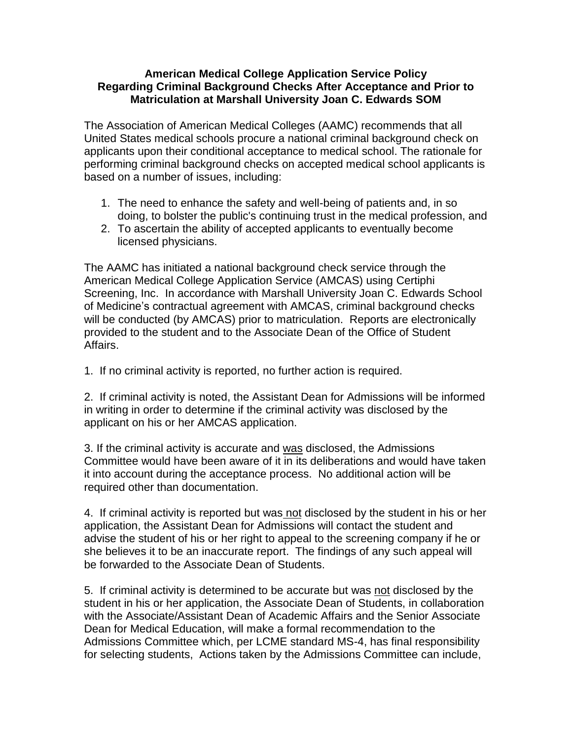**American Medical College Application Service Policy Regarding Criminal Background Checks After Acceptance and Prior to Matriculation at Marshall University Joan C. Edwards SOM**

The Association of American Medical Colleges (AAMC) recommends that all United States medical schools procure a national criminal background check on applicants upon their conditional acceptance to medical school. The rationale for performing criminal background checks on accepted medical school applicants is based on a number of issues, including:

1. The need to enhance the safety and well-being of patients and, in so doing, to bolster the public's continuing trust in the medical profession, and
2. To ascertain the ability of accepted applicants to eventually become licensed physicians.

The AAMC has initiated a national background check service through the American Medical College Application Service (AMCAS) using Certiphi Screening, Inc. In accordance with Marshall University Joan C. Edwards School of Medicine's contractual agreement with AMCAS, criminal background checks will be conducted (by AMCAS) prior to matriculation. Reports are electronically provided to the student and to the Associate Dean of the Office of Student Affairs.

1. If no criminal activity is reported, no further action is required.

2. If criminal activity is noted, the Assistant Dean for Admissions will be informed in writing in order to determine if the criminal activity was disclosed by the applicant on his or her AMCAS application.

3. If the criminal activity is accurate and <u>was</u> disclosed, the Admissions Committee would have been aware of it in its deliberations and would have taken it into account during the acceptance process. No additional action will be required other than documentation.

4. If criminal activity is reported but was <u>not</u> disclosed by the student in his or her application, the Assistant Dean for Admissions will contact the student and advise the student of his or her right to appeal to the screening company if he or she believes it to be an inaccurate report. The findings of any such appeal will be forwarded to the Associate Dean of Students.

5. If criminal activity is determined to be accurate but was <u>not</u> disclosed by the student in his or her application, the Associate Dean of Students, in collaboration with the Associate/Assistant Dean of Academic Affairs and the Senior Associate Dean for Medical Education, will make a formal recommendation to the Admissions Committee which, per LCME standard MS-4, has final responsibility for selecting students, Actions taken by the Admissions Committee can include,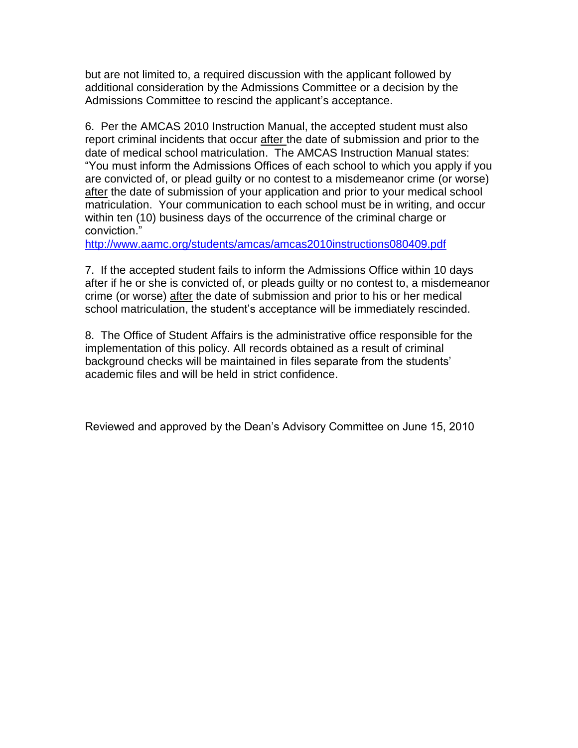but are not limited to, a required discussion with the applicant followed by additional consideration by the Admissions Committee or a decision by the Admissions Committee to rescind the applicant's acceptance.

6. Per the AMCAS 2010 Instruction Manual, the accepted student must also report criminal incidents that occur <u>after</u> the date of submission and prior to the date of medical school matriculation. The AMCAS Instruction Manual states: "You must inform the Admissions Offices of each school to which you apply if you are convicted of, or plead guilty or no contest to a misdemeanor crime (or worse) <u>after</u> the date of submission of your application and prior to your medical school matriculation. Your communication to each school must be in writing, and occur within ten (10) business days of the occurrence of the criminal charge or conviction."
http://www.aamc.org/students/amcas/amcas2010instructions080409.pdf

7. If the accepted student fails to inform the Admissions Office within 10 days after if he or she is convicted of, or pleads guilty or no contest to, a misdemeanor crime (or worse) <u>after</u> the date of submission and prior to his or her medical school matriculation, the student's acceptance will be immediately rescinded.

8. The Office of Student Affairs is the administrative office responsible for the implementation of this policy. All records obtained as a result of criminal background checks will be maintained in files separate from the students' academic files and will be held in strict confidence.

Reviewed and approved by the Dean's Advisory Committee on June 15, 2010